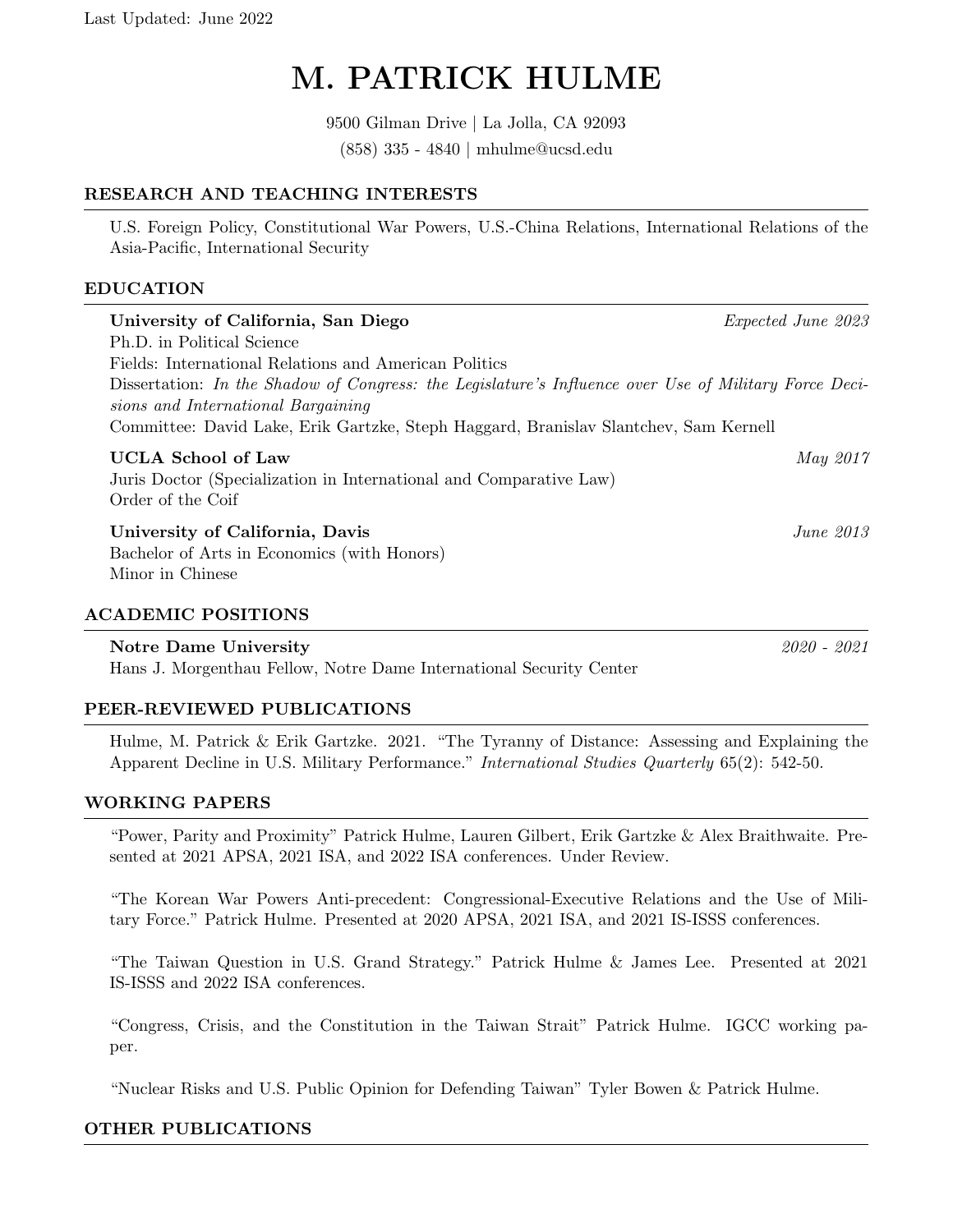Last Updated: June 2022

# M. PATRICK HULME

9500 Gilman Drive | La Jolla, CA 92093

(858) 335 - 4840 | mhulme@ucsd.edu

## RESEARCH AND TEACHING INTERESTS

U.S. Foreign Policy, Constitutional War Powers, U.S.-China Relations, International Relations of the Asia-Pacific, International Security

## EDUCATION

**University of California, San Diego** *Expected June 2023*
Ph.D. in Political Science
Fields: International Relations and American Politics
Dissertation: *In the Shadow of Congress: the Legislature's Influence over Use of Military Force Decisions and International Bargaining*
Committee: David Lake, Erik Gartzke, Steph Haggard, Branislav Slantchev, Sam Kernell

**UCLA School of Law** *May 2017*
Juris Doctor (Specialization in International and Comparative Law)
Order of the Coif

**University of California, Davis** *June 2013*
Bachelor of Arts in Economics (with Honors)
Minor in Chinese

## ACADEMIC POSITIONS

**Notre Dame University** *2020 - 2021*
Hans J. Morgenthau Fellow, Notre Dame International Security Center

## PEER-REVIEWED PUBLICATIONS

Hulme, M. Patrick & Erik Gartzke. 2021. "The Tyranny of Distance: Assessing and Explaining the Apparent Decline in U.S. Military Performance." *International Studies Quarterly* 65(2): 542-50.

## WORKING PAPERS

"Power, Parity and Proximity" Patrick Hulme, Lauren Gilbert, Erik Gartzke & Alex Braithwaite. Presented at 2021 APSA, 2021 ISA, and 2022 ISA conferences. Under Review.

"The Korean War Powers Anti-precedent: Congressional-Executive Relations and the Use of Military Force." Patrick Hulme. Presented at 2020 APSA, 2021 ISA, and 2021 IS-ISSS conferences.

"The Taiwan Question in U.S. Grand Strategy." Patrick Hulme & James Lee. Presented at 2021 IS-ISSS and 2022 ISA conferences.

"Congress, Crisis, and the Constitution in the Taiwan Strait" Patrick Hulme. IGCC working paper.

"Nuclear Risks and U.S. Public Opinion for Defending Taiwan" Tyler Bowen & Patrick Hulme.

## OTHER PUBLICATIONS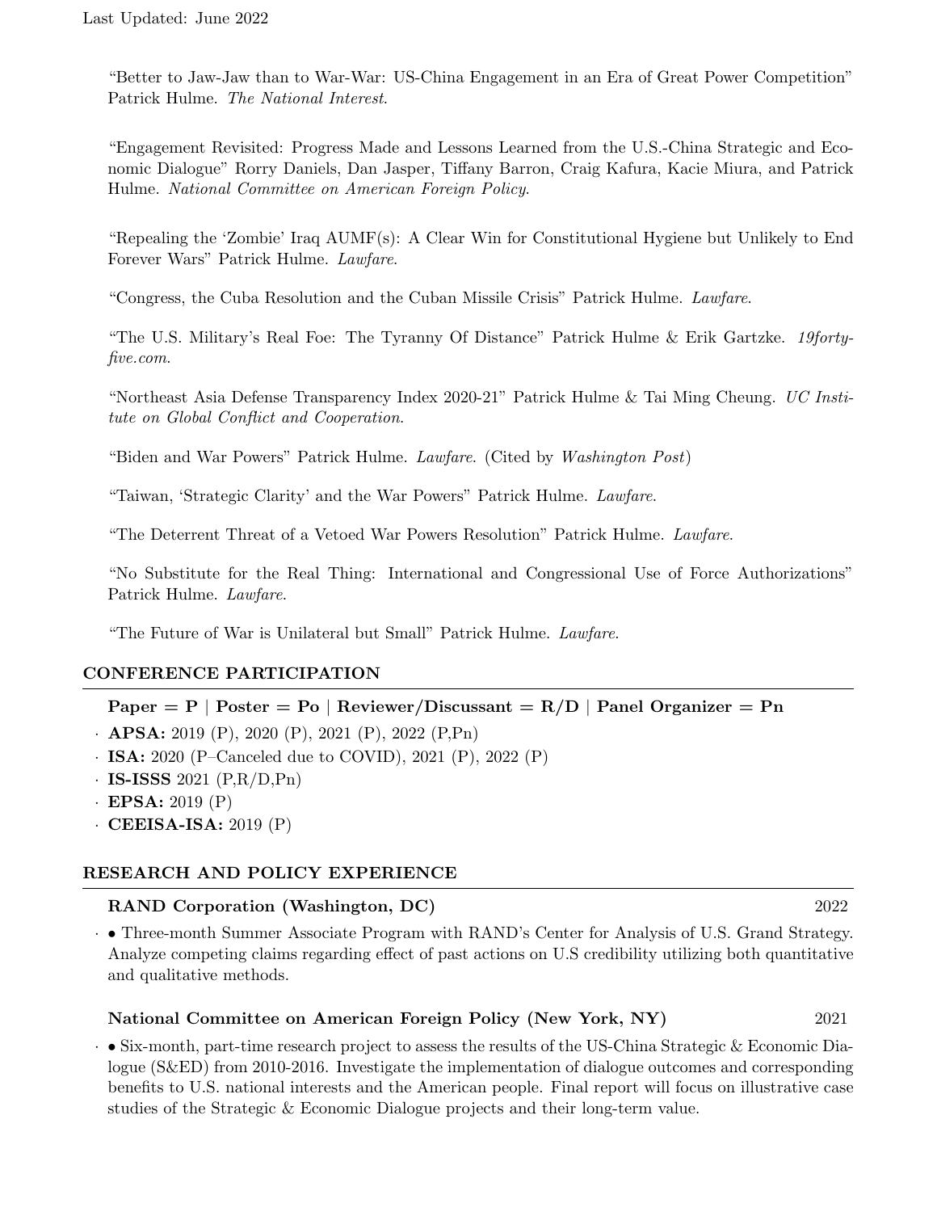Last Updated: June 2022

"Better to Jaw-Jaw than to War-War: US-China Engagement in an Era of Great Power Competition" Patrick Hulme. *The National Interest*.

"Engagement Revisited: Progress Made and Lessons Learned from the U.S.-China Strategic and Economic Dialogue" Rorry Daniels, Dan Jasper, Tiffany Barron, Craig Kafura, Kacie Miura, and Patrick Hulme. *National Committee on American Foreign Policy*.

"Repealing the 'Zombie' Iraq AUMF(s): A Clear Win for Constitutional Hygiene but Unlikely to End Forever Wars" Patrick Hulme. *Lawfare*.

"Congress, the Cuba Resolution and the Cuban Missile Crisis" Patrick Hulme. *Lawfare*.

"The U.S. Military's Real Foe: The Tyranny Of Distance" Patrick Hulme & Erik Gartzke. *19forty-five.com*.

"Northeast Asia Defense Transparency Index 2020-21" Patrick Hulme & Tai Ming Cheung. *UC Institute on Global Conflict and Cooperation*.

"Biden and War Powers" Patrick Hulme. *Lawfare*. (Cited by *Washington Post*)

"Taiwan, 'Strategic Clarity' and the War Powers" Patrick Hulme. *Lawfare*.

"The Deterrent Threat of a Vetoed War Powers Resolution" Patrick Hulme. *Lawfare*.

"No Substitute for the Real Thing: International and Congressional Use of Force Authorizations" Patrick Hulme. *Lawfare*.

"The Future of War is Unilateral but Small" Patrick Hulme. *Lawfare*.

## CONFERENCE PARTICIPATION

**Paper = P | Poster = Po | Reviewer/Discussant = R/D | Panel Organizer = Pn**

- **APSA:** 2019 (P), 2020 (P), 2021 (P), 2022 (P,Pn)
- **ISA:** 2020 (P–Canceled due to COVID), 2021 (P), 2022 (P)
- **IS-ISSS** 2021 (P,R/D,Pn)
- **EPSA:** 2019 (P)
- **CEEISA-ISA:** 2019 (P)

## RESEARCH AND POLICY EXPERIENCE

**RAND Corporation (Washington, DC)** 2022

- Three-month Summer Associate Program with RAND's Center for Analysis of U.S. Grand Strategy. Analyze competing claims regarding effect of past actions on U.S credibility utilizing both quantitative and qualitative methods.

**National Committee on American Foreign Policy (New York, NY)** 2021

- Six-month, part-time research project to assess the results of the US-China Strategic & Economic Dialogue (S&ED) from 2010-2016. Investigate the implementation of dialogue outcomes and corresponding benefits to U.S. national interests and the American people. Final report will focus on illustrative case studies of the Strategic & Economic Dialogue projects and their long-term value.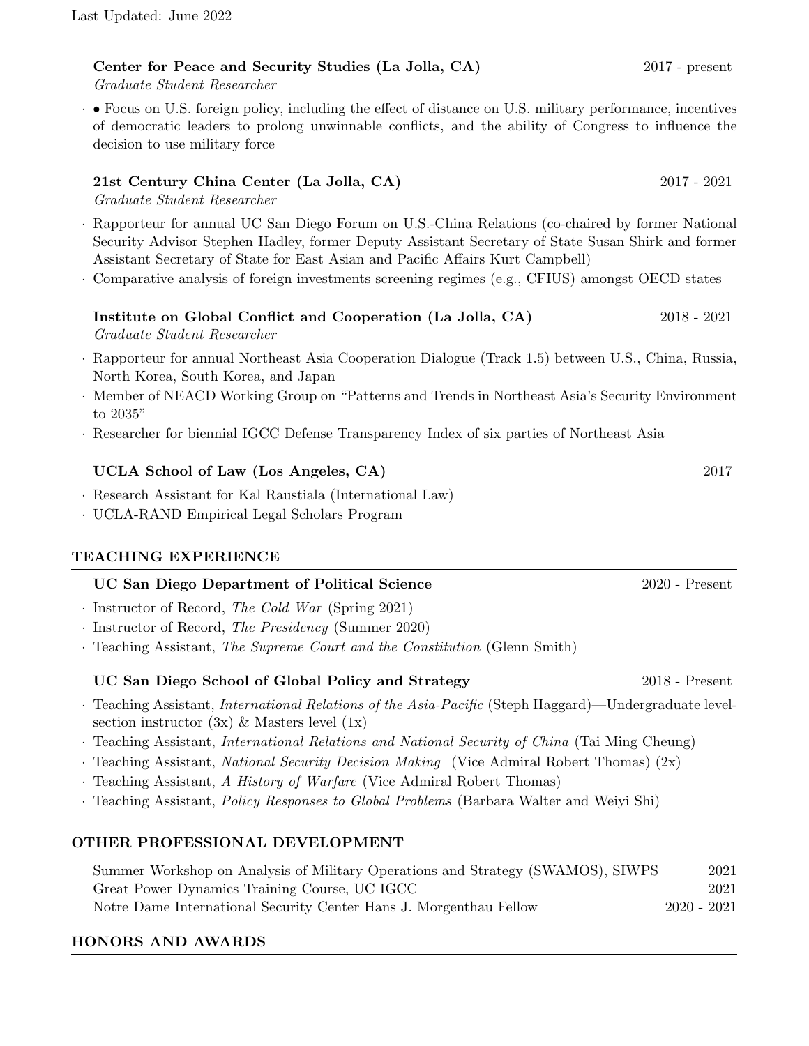Last Updated: June 2022

**Center for Peace and Security Studies (La Jolla, CA)** 2017 - present
*Graduate Student Researcher*

- • Focus on U.S. foreign policy, including the effect of distance on U.S. military performance, incentives of democratic leaders to prolong unwinnable conflicts, and the ability of Congress to influence the decision to use military force

**21st Century China Center (La Jolla, CA)** 2017 - 2021
*Graduate Student Researcher*

- Rapporteur for annual UC San Diego Forum on U.S.-China Relations (co-chaired by former National Security Advisor Stephen Hadley, former Deputy Assistant Secretary of State Susan Shirk and former Assistant Secretary of State for East Asian and Pacific Affairs Kurt Campbell)
- Comparative analysis of foreign investments screening regimes (e.g., CFIUS) amongst OECD states

**Institute on Global Conflict and Cooperation (La Jolla, CA)** 2018 - 2021
*Graduate Student Researcher*

- Rapporteur for annual Northeast Asia Cooperation Dialogue (Track 1.5) between U.S., China, Russia, North Korea, South Korea, and Japan
- Member of NEACD Working Group on "Patterns and Trends in Northeast Asia's Security Environment to 2035"
- Researcher for biennial IGCC Defense Transparency Index of six parties of Northeast Asia

**UCLA School of Law (Los Angeles, CA)** 2017

- Research Assistant for Kal Raustiala (International Law)
- UCLA-RAND Empirical Legal Scholars Program

## TEACHING EXPERIENCE

**UC San Diego Department of Political Science** 2020 - Present

- Instructor of Record, *The Cold War* (Spring 2021)
- Instructor of Record, *The Presidency* (Summer 2020)
- Teaching Assistant, *The Supreme Court and the Constitution* (Glenn Smith)

**UC San Diego School of Global Policy and Strategy** 2018 - Present

- Teaching Assistant, *International Relations of the Asia-Pacific* (Steph Haggard)—Undergraduate level-section instructor (3x) & Masters level (1x)
- Teaching Assistant, *International Relations and National Security of China* (Tai Ming Cheung)
- Teaching Assistant, *National Security Decision Making* (Vice Admiral Robert Thomas) (2x)
- Teaching Assistant, *A History of Warfare* (Vice Admiral Robert Thomas)
- Teaching Assistant, *Policy Responses to Global Problems* (Barbara Walter and Weiyi Shi)

## OTHER PROFESSIONAL DEVELOPMENT

Summer Workshop on Analysis of Military Operations and Strategy (SWAMOS), SIWPS 2021
Great Power Dynamics Training Course, UC IGCC 2021
Notre Dame International Security Center Hans J. Morgenthau Fellow 2020 - 2021

## HONORS AND AWARDS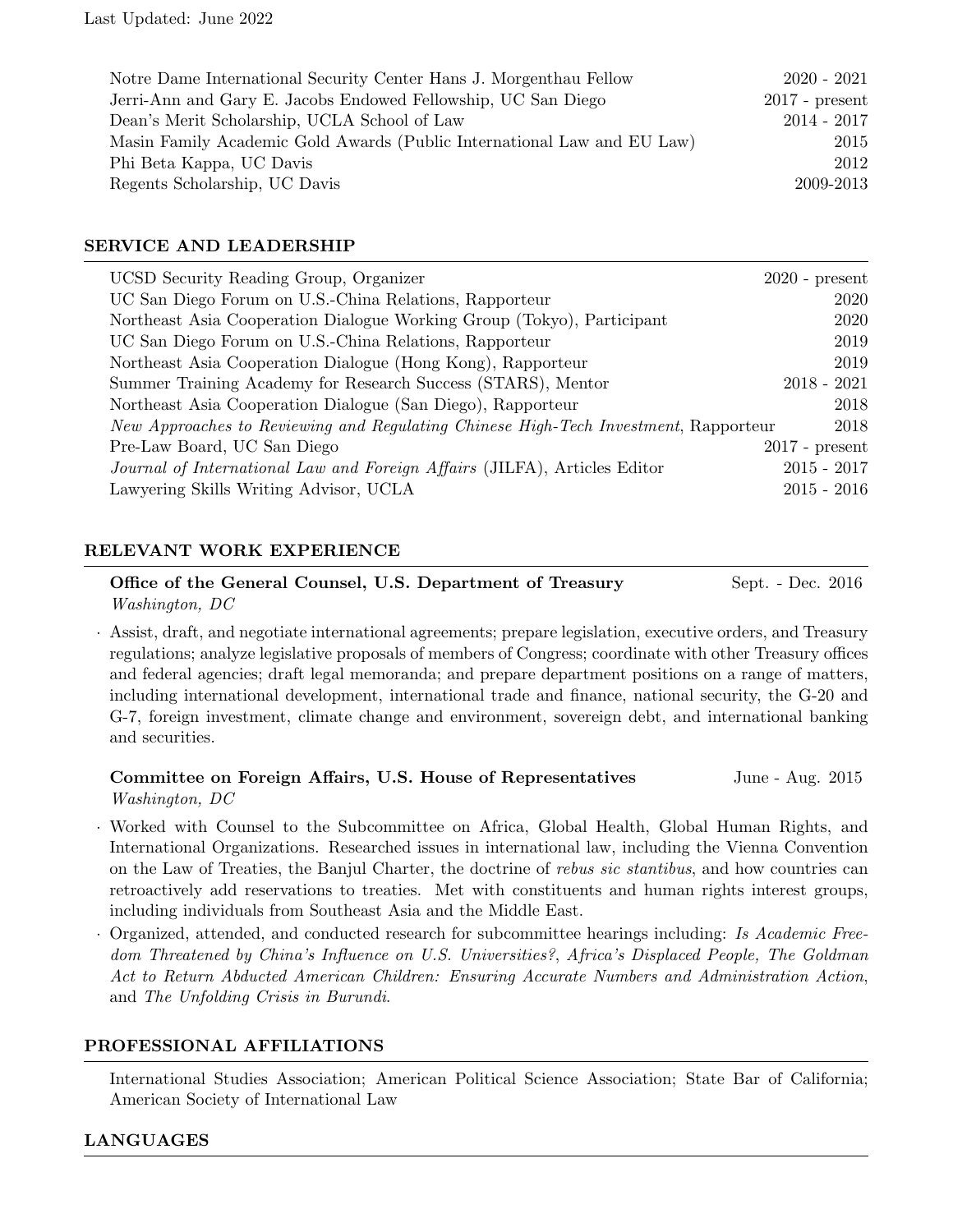Last Updated: June 2022

| | |
|---|---|
| Notre Dame International Security Center Hans J. Morgenthau Fellow | 2020 - 2021 |
| Jerri-Ann and Gary E. Jacobs Endowed Fellowship, UC San Diego | 2017 - present |
| Dean's Merit Scholarship, UCLA School of Law | 2014 - 2017 |
| Masin Family Academic Gold Awards (Public International Law and EU Law) | 2015 |
| Phi Beta Kappa, UC Davis | 2012 |
| Regents Scholarship, UC Davis | 2009-2013 |

## SERVICE AND LEADERSHIP

| | |
|---|---|
| UCSD Security Reading Group, Organizer | 2020 - present |
| UC San Diego Forum on U.S.-China Relations, Rapporteur | 2020 |
| Northeast Asia Cooperation Dialogue Working Group (Tokyo), Participant | 2020 |
| UC San Diego Forum on U.S.-China Relations, Rapporteur | 2019 |
| Northeast Asia Cooperation Dialogue (Hong Kong), Rapporteur | 2019 |
| Summer Training Academy for Research Success (STARS), Mentor | 2018 - 2021 |
| Northeast Asia Cooperation Dialogue (San Diego), Rapporteur | 2018 |
| *New Approaches to Reviewing and Regulating Chinese High-Tech Investment*, Rapporteur | 2018 |
| Pre-Law Board, UC San Diego | 2017 - present |
| *Journal of International Law and Foreign Affairs* (JILFA), Articles Editor | 2015 - 2017 |
| Lawyering Skills Writing Advisor, UCLA | 2015 - 2016 |

## RELEVANT WORK EXPERIENCE

**Office of the General Counsel, U.S. Department of Treasury** — Sept. - Dec. 2016
*Washington, DC*

- Assist, draft, and negotiate international agreements; prepare legislation, executive orders, and Treasury regulations; analyze legislative proposals of members of Congress; coordinate with other Treasury offices and federal agencies; draft legal memoranda; and prepare department positions on a range of matters, including international development, international trade and finance, national security, the G-20 and G-7, foreign investment, climate change and environment, sovereign debt, and international banking and securities.

**Committee on Foreign Affairs, U.S. House of Representatives** — June - Aug. 2015
*Washington, DC*

- Worked with Counsel to the Subcommittee on Africa, Global Health, Global Human Rights, and International Organizations. Researched issues in international law, including the Vienna Convention on the Law of Treaties, the Banjul Charter, the doctrine of *rebus sic stantibus*, and how countries can retroactively add reservations to treaties. Met with constituents and human rights interest groups, including individuals from Southeast Asia and the Middle East.
- Organized, attended, and conducted research for subcommittee hearings including: *Is Academic Freedom Threatened by China's Influence on U.S. Universities?*, *Africa's Displaced People, The Goldman Act to Return Abducted American Children: Ensuring Accurate Numbers and Administration Action*, and *The Unfolding Crisis in Burundi*.

## PROFESSIONAL AFFILIATIONS

International Studies Association; American Political Science Association; State Bar of California; American Society of International Law

## LANGUAGES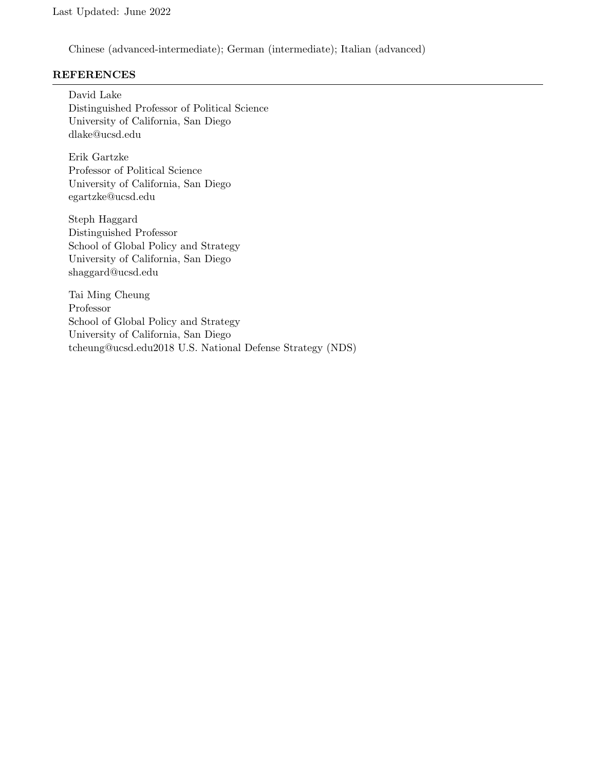Last Updated: June 2022

Chinese (advanced-intermediate); German (intermediate); Italian (advanced)

## REFERENCES

David Lake
Distinguished Professor of Political Science
University of California, San Diego
dlake@ucsd.edu

Erik Gartzke
Professor of Political Science
University of California, San Diego
egartzke@ucsd.edu

Steph Haggard
Distinguished Professor
School of Global Policy and Strategy
University of California, San Diego
shaggard@ucsd.edu

Tai Ming Cheung
Professor
School of Global Policy and Strategy
University of California, San Diego
tcheung@ucsd.edu2018 U.S. National Defense Strategy (NDS)